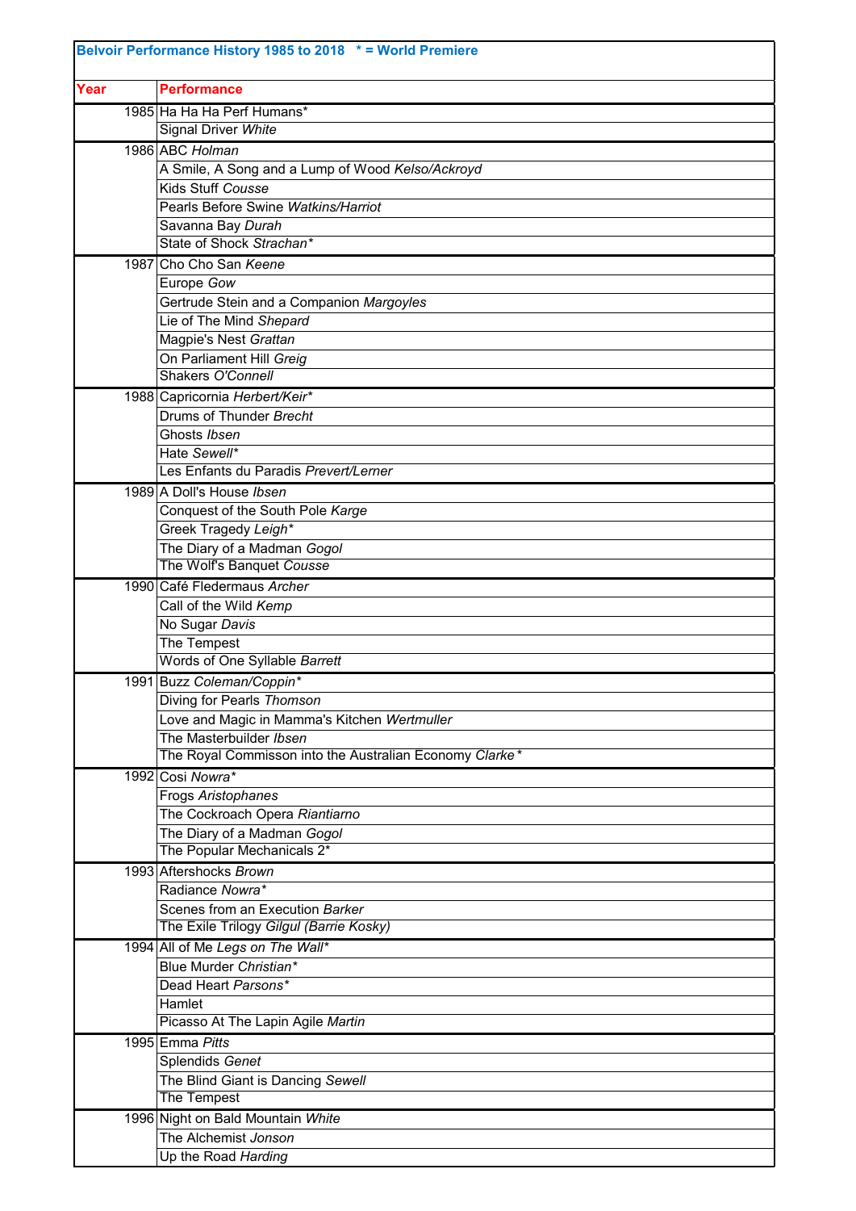**Belvoir Performance History 1985 to 2018   * = World Premiere**

| Year | Performance |
|---|---|
| 1985 | Ha Ha Ha Perf Humans* |
| | Signal Driver *White* |
| 1986 | ABC *Holman* |
| | A Smile, A Song and a Lump of Wood *Kelso/Ackroyd* |
| | Kids Stuff *Cousse* |
| | Pearls Before Swine *Watkins/Harriot* |
| | Savanna Bay *Durah* |
| | State of Shock *Strachan** |
| 1987 | Cho Cho San *Keene* |
| | Europe *Gow* |
| | Gertrude Stein and a Companion *Margoyles* |
| | Lie of The Mind *Shepard* |
| | Magpie's Nest *Grattan* |
| | On Parliament Hill *Greig* |
| | Shakers *O'Connell* |
| 1988 | Capricornia *Herbert/Keir** |
| | Drums of Thunder *Brecht* |
| | Ghosts *Ibsen* |
| | Hate *Sewell** |
| | Les Enfants du Paradis *Prevert/Lerner* |
| 1989 | A Doll's House *Ibsen* |
| | Conquest of the South Pole *Karge* |
| | Greek Tragedy *Leigh** |
| | The Diary of a Madman *Gogol* |
| | The Wolf's Banquet *Cousse* |
| 1990 | Café Fledermaus *Archer* |
| | Call of the Wild *Kemp* |
| | No Sugar *Davis* |
| | The Tempest |
| | Words of One Syllable *Barrett* |
| 1991 | Buzz *Coleman/Coppin** |
| | Diving for Pearls *Thomson* |
| | Love and Magic in Mamma's Kitchen *Wertmuller* |
| | The Masterbuilder *Ibsen* |
| | The Royal Commisson into the Australian Economy *Clarke** |
| 1992 | Cosi *Nowra** |
| | Frogs *Aristophanes* |
| | The Cockroach Opera *Riantiarno* |
| | The Diary of a Madman *Gogol* |
| | The Popular Mechanicals 2* |
| 1993 | Aftershocks *Brown* |
| | Radiance *Nowra** |
| | Scenes from an Execution *Barker* |
| | The Exile Trilogy *Gilgul (Barrie Kosky)* |
| 1994 | All of Me *Legs on The Wall** |
| | Blue Murder *Christian** |
| | Dead Heart *Parsons** |
| | Hamlet |
| | Picasso At The Lapin Agile *Martin* |
| 1995 | Emma *Pitts* |
| | Splendids *Genet* |
| | The Blind Giant is Dancing *Sewell* |
| | The Tempest |
| 1996 | Night on Bald Mountain *White* |
| | The Alchemist *Jonson* |
| | Up the Road *Harding* |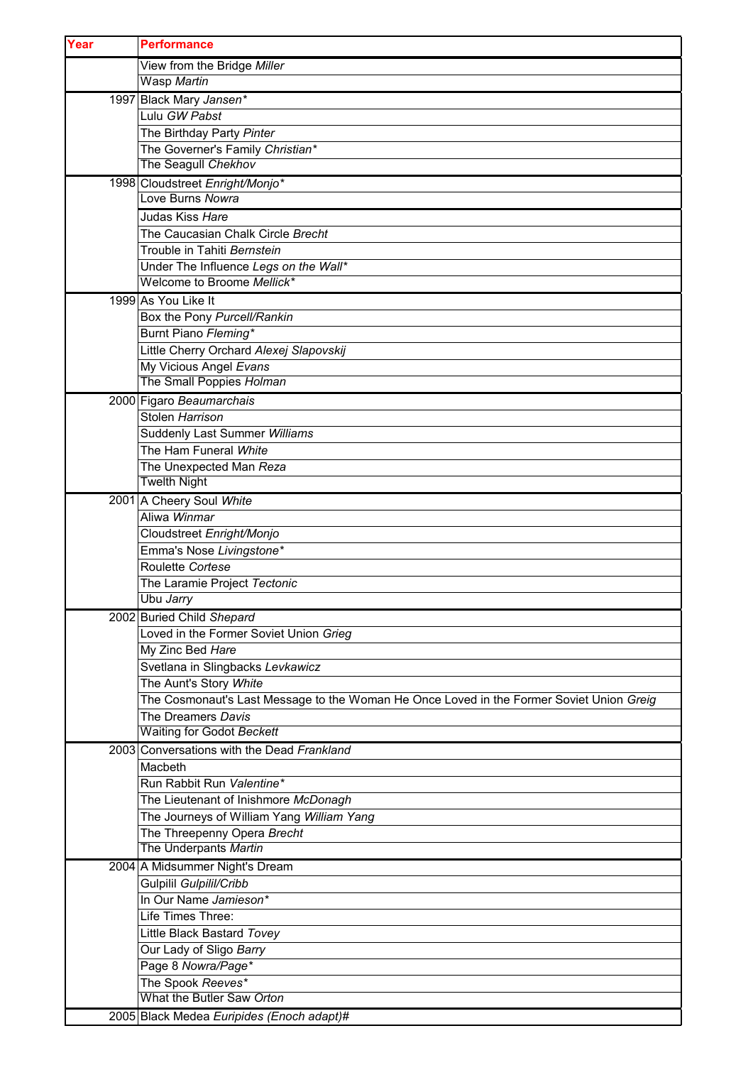| Year | Performance |
|---|---|
| | View from the Bridge *Miller* |
| | Wasp *Martin* |
| 1997 | Black Mary *Jansen** |
| | Lulu *GW Pabst* |
| | The Birthday Party *Pinter* |
| | The Governer's Family *Christian** |
| | The Seagull *Chekhov* |
| 1998 | Cloudstreet *Enright/Monjo** |
| | Love Burns *Nowra* |
| | Judas Kiss *Hare* |
| | The Caucasian Chalk Circle *Brecht* |
| | Trouble in Tahiti *Bernstein* |
| | Under The Influence *Legs on the Wall** |
| | Welcome to Broome *Mellick** |
| 1999 | As You Like It |
| | Box the Pony *Purcell/Rankin* |
| | Burnt Piano *Fleming** |
| | Little Cherry Orchard *Alexej Slapovskij* |
| | My Vicious Angel *Evans* |
| | The Small Poppies *Holman* |
| 2000 | Figaro *Beaumarchais* |
| | Stolen *Harrison* |
| | Suddenly Last Summer *Williams* |
| | The Ham Funeral *White* |
| | The Unexpected Man *Reza* |
| | Twelth Night |
| 2001 | A Cheery Soul *White* |
| | Aliwa *Winmar* |
| | Cloudstreet *Enright/Monjo* |
| | Emma's Nose *Livingstone** |
| | Roulette *Cortese* |
| | The Laramie Project *Tectonic* |
| | Ubu *Jarry* |
| 2002 | Buried Child *Shepard* |
| | Loved in the Former Soviet Union *Grieg* |
| | My Zinc Bed *Hare* |
| | Svetlana in Slingbacks *Levkawicz* |
| | The Aunt's Story *White* |
| | The Cosmonaut's Last Message to the Woman He Once Loved in the Former Soviet Union *Greig* |
| | The Dreamers *Davis* |
| | Waiting for Godot *Beckett* |
| 2003 | Conversations with the Dead *Frankland* |
| | Macbeth |
| | Run Rabbit Run *Valentine** |
| | The Lieutenant of Inishmore *McDonagh* |
| | The Journeys of William Yang *William Yang* |
| | The Threepenny Opera *Brecht* |
| | The Underpants *Martin* |
| 2004 | A Midsummer Night's Dream |
| | Gulpilil *Gulpilil/Cribb* |
| | In Our Name *Jamieson** |
| | Life Times Three: |
| | Little Black Bastard *Tovey* |
| | Our Lady of Sligo *Barry* |
| | Page 8 *Nowra/Page** |
| | The Spook *Reeves** |
| | What the Butler Saw *Orton* |
| 2005 | Black Medea *Euripides (Enoch adapt)#* |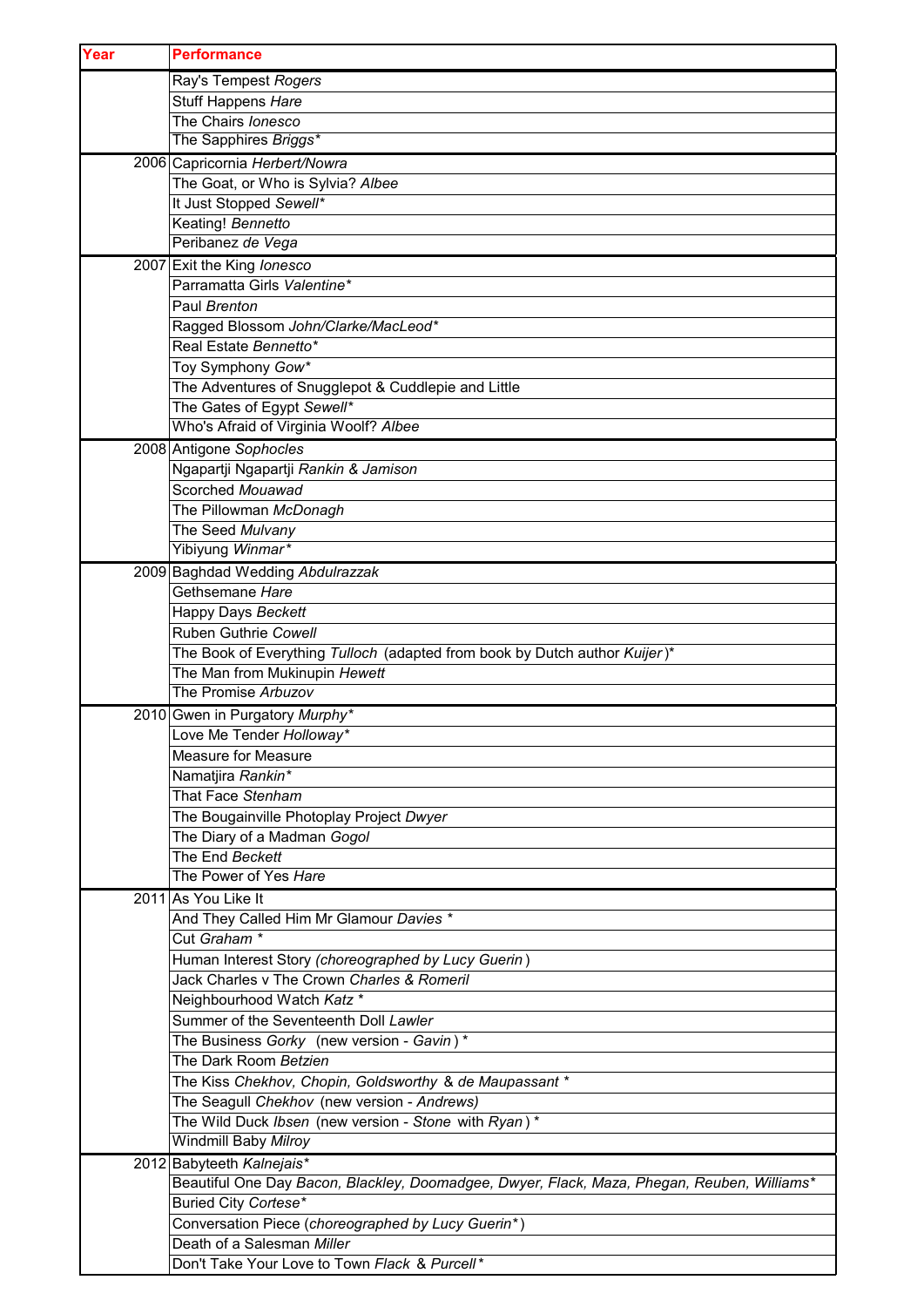| Year | Performance |
|---|---|
| | Ray's Tempest *Rogers* |
| | Stuff Happens *Hare* |
| | The Chairs *Ionesco* |
| | The Sapphires *Briggs** |
| 2006 | Capricornia *Herbert/Nowra* |
| | The Goat, or Who is Sylvia? *Albee* |
| | It Just Stopped *Sewell** |
| | Keating! *Bennetto* |
| | Peribanez *de Vega* |
| 2007 | Exit the King *Ionesco* |
| | Parramatta Girls *Valentine** |
| | Paul *Brenton* |
| | Ragged Blossom *John/Clarke/MacLeod** |
| | Real Estate *Bennetto** |
| | Toy Symphony *Gow** |
| | The Adventures of Snugglepot & Cuddlepie and Little |
| | The Gates of Egypt *Sewell** |
| | Who's Afraid of Virginia Woolf? *Albee* |
| 2008 | Antigone *Sophocles* |
| | Ngapartji Ngapartji *Rankin & Jamison* |
| | Scorched *Mouawad* |
| | The Pillowman *McDonagh* |
| | The Seed *Mulvany* |
| | Yibiyung *Winmar** |
| 2009 | Baghdad Wedding *Abdulrazzak* |
| | Gethsemane *Hare* |
| | Happy Days *Beckett* |
| | Ruben Guthrie *Cowell* |
| | The Book of Everything *Tulloch* (adapted from book by Dutch author *Kuijer*)* |
| | The Man from Mukinupin *Hewett* |
| | The Promise *Arbuzov* |
| 2010 | Gwen in Purgatory *Murphy** |
| | Love Me Tender *Holloway** |
| | Measure for Measure |
| | Namatjira *Rankin** |
| | That Face *Stenham* |
| | The Bougainville Photoplay Project *Dwyer* |
| | The Diary of a Madman *Gogol* |
| | The End *Beckett* |
| | The Power of Yes *Hare* |
| 2011 | As You Like It |
| | And They Called Him Mr Glamour *Davies* * |
| | Cut *Graham* * |
| | Human Interest Story *(choreographed by Lucy Guerin*) |
| | Jack Charles v The Crown *Charles & Romeril* |
| | Neighbourhood Watch *Katz* * |
| | Summer of the Seventeenth Doll *Lawler* |
| | The Business *Gorky* (new version - *Gavin*) * |
| | The Dark Room *Betzien* |
| | The Kiss *Chekhov, Chopin, Goldsworthy & de Maupassant* * |
| | The Seagull *Chekhov* (new version - *Andrews)* |
| | The Wild Duck *Ibsen* (new version - *Stone* with *Ryan*) * |
| | Windmill Baby *Milroy* |
| 2012 | Babyteeth *Kalnejais** |
| | Beautiful One Day *Bacon, Blackley, Doomadgee, Dwyer, Flack, Maza, Phegan, Reuben, Williams** |
| | Buried City *Cortese** |
| | Conversation Piece (*choreographed by Lucy Guerin**) |
| | Death of a Salesman *Miller* |
| | Don't Take Your Love to Town *Flack & Purcell** |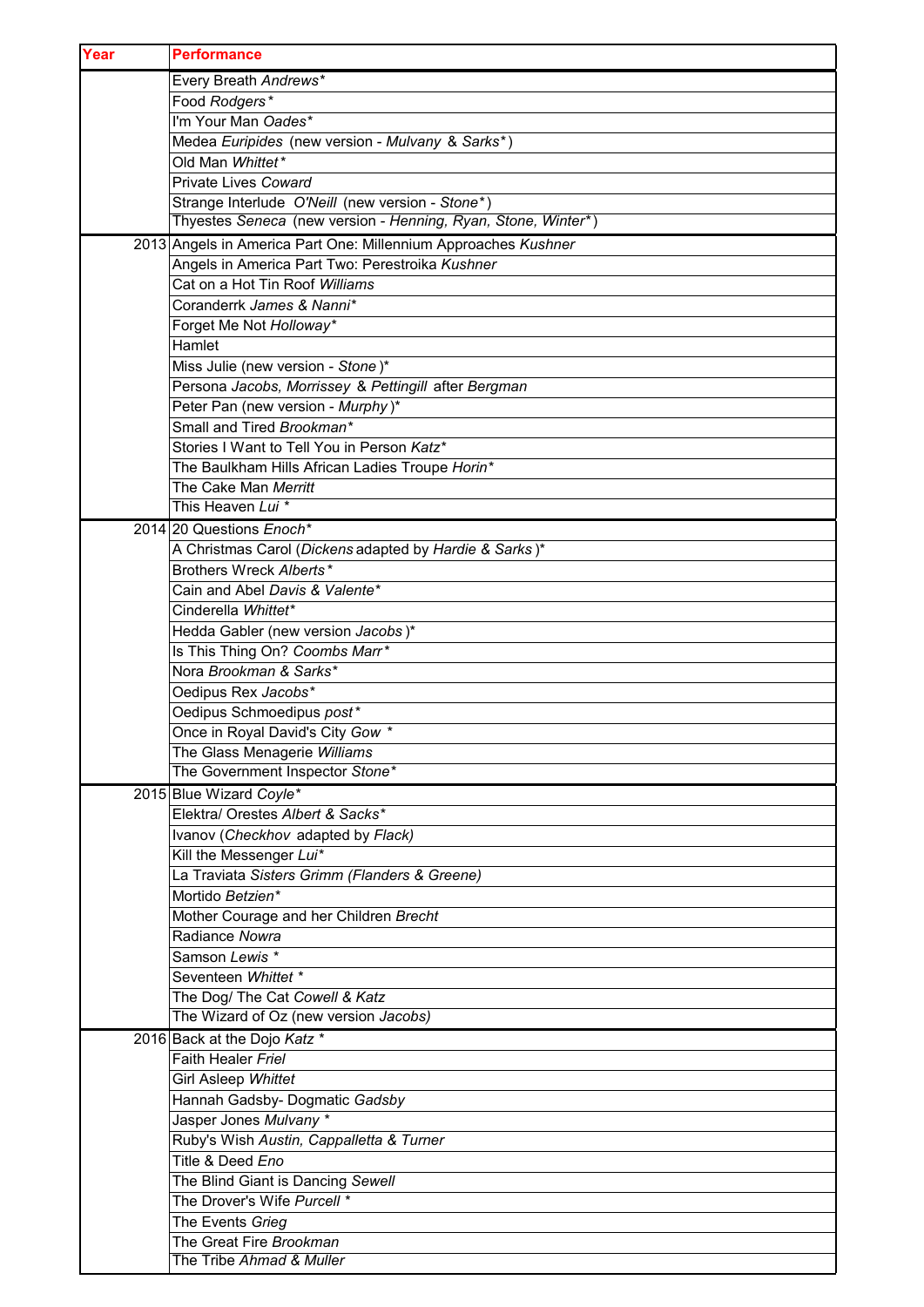| Year | Performance |
|---|---|
| | Every Breath *Andrews** |
| | Food *Rodgers** |
| | I'm Your Man *Oades** |
| | Medea *Euripides* (new version - *Mulvany* & *Sarks**) |
| | Old Man *Whittet** |
| | Private Lives *Coward* |
| | Strange Interlude *O'Neill* (new version - *Stone**) |
| | Thyestes *Seneca* (new version - *Henning, Ryan, Stone, Winter**) |
| 2013 | Angels in America Part One: Millennium Approaches *Kushner* |
| | Angels in America Part Two: Perestroika *Kushner* |
| | Cat on a Hot Tin Roof *Williams* |
| | Coranderrk *James & Nanni** |
| | Forget Me Not *Holloway** |
| | Hamlet |
| | Miss Julie (new version - *Stone* )* |
| | Persona *Jacobs, Morrissey* & *Pettingill* after *Bergman* |
| | Peter Pan (new version - *Murphy* )* |
| | Small and Tired *Brookman** |
| | Stories I Want to Tell You in Person *Katz** |
| | The Baulkham Hills African Ladies Troupe *Horin** |
| | The Cake Man *Merritt* |
| | This Heaven *Lui* * |
| 2014 | 20 Questions *Enoch** |
| | A Christmas Carol (*Dickens* adapted by *Hardie* & *Sarks* )* |
| | Brothers Wreck *Alberts** |
| | Cain and Abel *Davis* & *Valente** |
| | Cinderella *Whittet** |
| | Hedda Gabler (new version *Jacobs* )* |
| | Is This Thing On? *Coombs Marr** |
| | Nora *Brookman* & *Sarks** |
| | Oedipus Rex *Jacobs** |
| | Oedipus Schmoedipus *post** |
| | Once in Royal David's City *Gow* * |
| | The Glass Menagerie *Williams* |
| | The Government Inspector *Stone** |
| 2015 | Blue Wizard *Coyle** |
| | Elektra/ Orestes *Albert* & *Sacks** |
| | Ivanov (*Checkhov* adapted by *Flack)* |
| | Kill the Messenger *Lui** |
| | La Traviata *Sisters Grimm (Flanders & Greene)* |
| | Mortido *Betzien** |
| | Mother Courage and her Children *Brecht* |
| | Radiance *Nowra* |
| | Samson *Lewis* * |
| | Seventeen *Whittet* * |
| | The Dog/ The Cat *Cowell* & *Katz* |
| | The Wizard of Oz (new version *Jacobs)* |
| 2016 | Back at the Dojo *Katz* * |
| | Faith Healer *Friel* |
| | Girl Asleep *Whittet* |
| | Hannah Gadsby- Dogmatic *Gadsby* |
| | Jasper Jones *Mulvany* * |
| | Ruby's Wish *Austin, Cappalletta & Turner* |
| | Title & Deed *Eno* |
| | The Blind Giant is Dancing *Sewell* |
| | The Drover's Wife *Purcell* * |
| | The Events *Grieg* |
| | The Great Fire *Brookman* |
| | The Tribe *Ahmad & Muller* |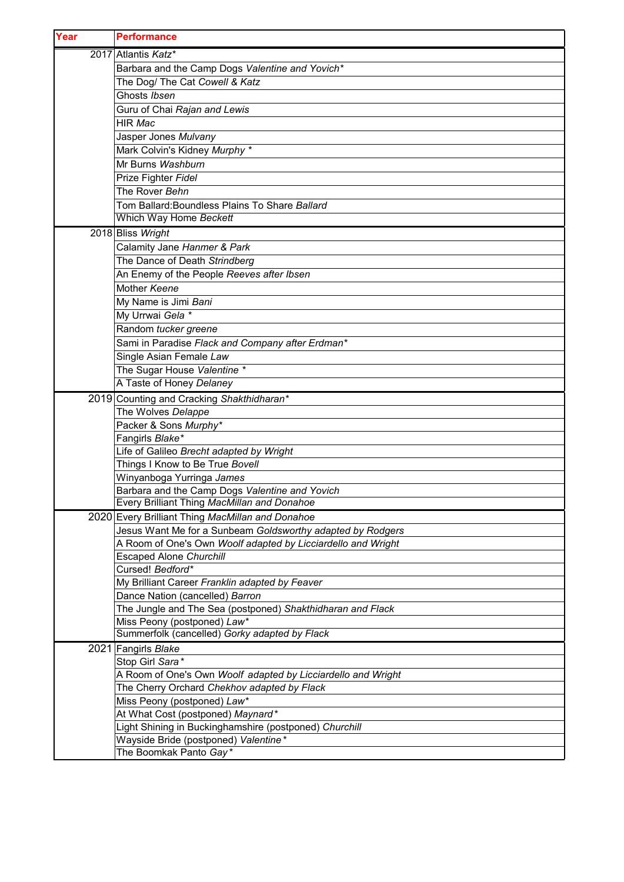| Year | Performance |
|---|---|
| 2017 | Atlantis *Katz** |
| | Barbara and the Camp Dogs *Valentine and Yovich** |
| | The Dog/ The Cat *Cowell & Katz* |
| | Ghosts *Ibsen* |
| | Guru of Chai *Rajan and Lewis* |
| | HIR *Mac* |
| | Jasper Jones *Mulvany* |
| | Mark Colvin's Kidney *Murphy ** |
| | Mr Burns *Washburn* |
| | Prize Fighter *Fidel* |
| | The Rover *Behn* |
| | Tom Ballard:Boundless Plains To Share *Ballard* |
| | Which Way Home *Beckett* |
| 2018 | Bliss *Wright* |
| | Calamity Jane *Hanmer & Park* |
| | The Dance of Death *Strindberg* |
| | An Enemy of the People *Reeves after Ibsen* |
| | Mother *Keene* |
| | My Name is Jimi *Bani* |
| | My Urrwai *Gela ** |
| | Random *tucker greene* |
| | Sami in Paradise *Flack and Company after Erdman** |
| | Single Asian Female *Law* |
| | The Sugar House *Valentine ** |
| | A Taste of Honey *Delaney* |
| 2019 | Counting and Cracking *Shakthidharan** |
| | The Wolves *Delappe* |
| | Packer & Sons *Murphy** |
| | Fangirls *Blake** |
| | Life of Galileo *Brecht adapted by Wright* |
| | Things I Know to Be True *Bovell* |
| | Winyanboga Yurringa *James* |
| | Barbara and the Camp Dogs *Valentine and Yovich* |
| | Every Brilliant Thing *MacMillan and Donahoe* |
| 2020 | Every Brilliant Thing *MacMillan and Donahoe* |
| | Jesus Want Me for a Sunbeam *Goldsworthy adapted by Rodgers* |
| | A Room of One's Own *Woolf adapted by Licciardello and Wright* |
| | Escaped Alone *Churchill* |
| | Cursed! *Bedford** |
| | My Brilliant Career *Franklin adapted by Feaver* |
| | Dance Nation (cancelled) *Barron* |
| | The Jungle and The Sea (postponed) *Shakthidharan and Flack* |
| | Miss Peony (postponed) *Law** |
| | Summerfolk (cancelled) *Gorky adapted by Flack* |
| 2021 | Fangirls *Blake* |
| | Stop Girl *Sara** |
| | A Room of One's Own *Woolf adapted by Licciardello and Wright* |
| | The Cherry Orchard *Chekhov adapted by Flack* |
| | Miss Peony (postponed) *Law** |
| | At What Cost (postponed) *Maynard** |
| | Light Shining in Buckinghamshire (postponed) *Churchill* |
| | Wayside Bride (postponed) *Valentine** |
| | The Boomkak Panto *Gay** |